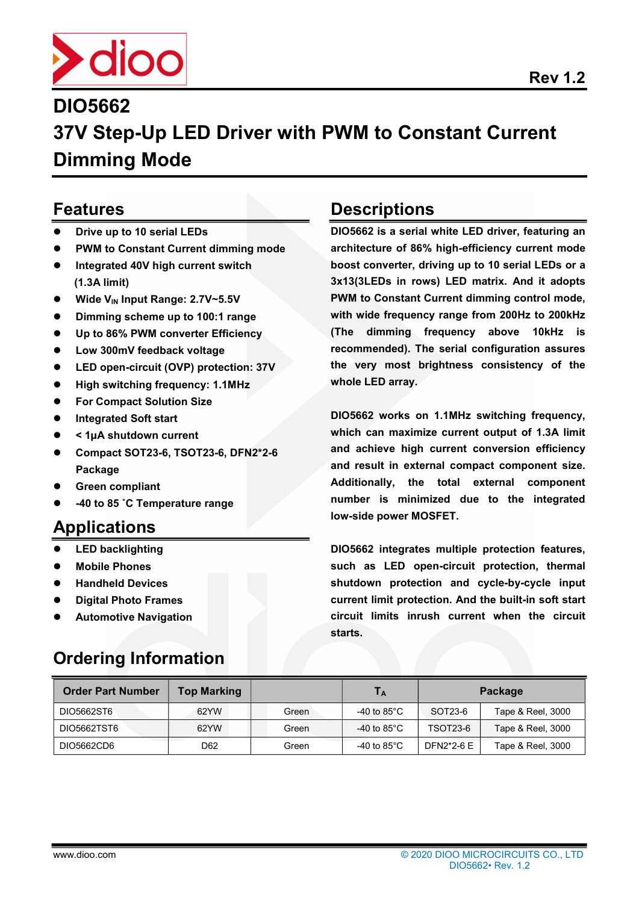Rev 1.2

# DIO5662

# 37V Step-Up LED Driver with PWM to Constant Current Dimming Mode

## Features

- Drive up to 10 serial LEDs
- PWM to Constant Current dimming mode
- Integrated 40V high current switch (1.3A limit)
- Wide $V_{IN}$ Input Range: 2.7V~5.5V
- Dimming scheme up to 100:1 range
- Up to 86% PWM converter Efficiency
- Low 300mV feedback voltage
- LED open-circuit (OVP) protection: 37V
- High switching frequency: 1.1MHz
- For Compact Solution Size
- Integrated Soft start
- < 1μA shutdown current
- Compact SOT23-6, TSOT23-6, DFN2*2-6 Package
- Green compliant
- -40 to 85 ˚C Temperature range

## Applications

- LED backlighting
- Mobile Phones
- Handheld Devices
- Digital Photo Frames
- Automotive Navigation

## Descriptions

DIO5662 is a serial white LED driver, featuring an architecture of 86% high-efficiency current mode boost converter, driving up to 10 serial LEDs or a 3x13(3LEDs in rows) LED matrix. And it adopts PWM to Constant Current dimming control mode, with wide frequency range from 200Hz to 200kHz (The dimming frequency above 10kHz is recommended). The serial configuration assures the very most brightness consistency of the whole LED array.

DIO5662 works on 1.1MHz switching frequency, which can maximize current output of 1.3A limit and achieve high current conversion efficiency and result in external compact component size. Additionally, the total external component number is minimized due to the integrated low-side power MOSFET.

DIO5662 integrates multiple protection features, such as LED open-circuit protection, thermal shutdown protection and cycle-by-cycle input current limit protection. And the built-in soft start circuit limits inrush current when the circuit starts.

## Ordering Information

| Order Part Number | Top Marking | | $T_A$ | Package | |
|---|---|---|---|---|---|
| DIO5662ST6 | 62YW | Green | -40 to 85°C | SOT23-6 | Tape & Reel, 3000 |
| DIO5662TST6 | 62YW | Green | -40 to 85°C | TSOT23-6 | Tape & Reel, 3000 |
| DIO5662CD6 | D62 | Green | -40 to 85°C | DFN2*2-6 E | Tape & Reel, 3000 |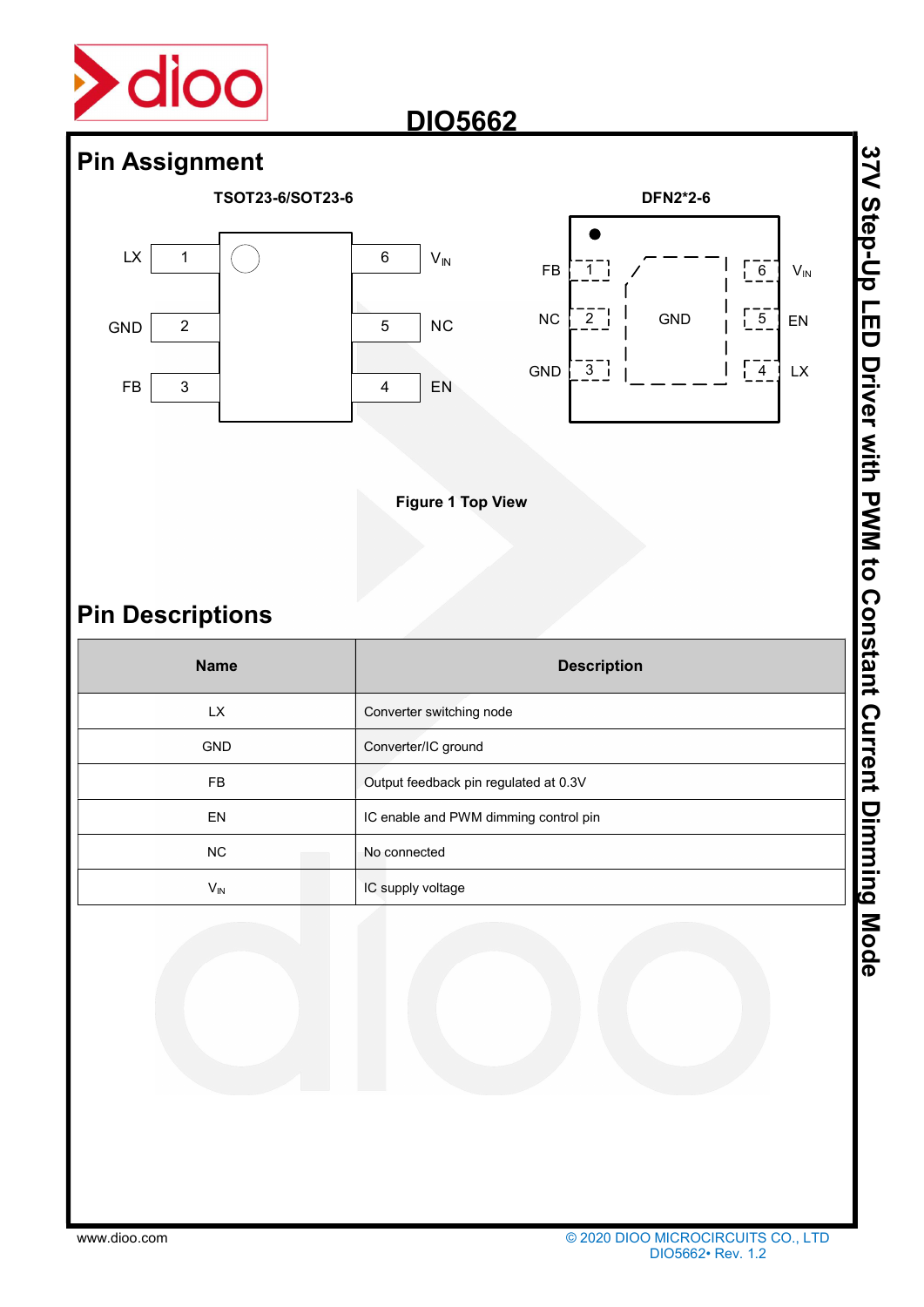## Pin Assignment

**TSOT23-6/SOT23-6**

| Pin | Name | Pin | Name |
|---|---|---|---|
| 1 | LX | 6 | $V_{IN}$ |
| 2 | GND | 5 | NC |
| 3 | FB | 4 | EN |

**DFN2*2-6**

| Pin | Name | Pin | Name |
|---|---|---|---|
| 1 | FB | 6 | $V_{IN}$ |
| 2 | NC | 5 | EN |
| 3 | GND | 4 | LX |

Exposed pad: GND

**Figure 1 Top View**

## Pin Descriptions

| Name | Description |
|---|---|
| LX | Converter switching node |
| GND | Converter/IC ground |
| FB | Output feedback pin regulated at 0.3V |
| EN | IC enable and PWM dimming control pin |
| NC | No connected |
| $V_{IN}$ | IC supply voltage |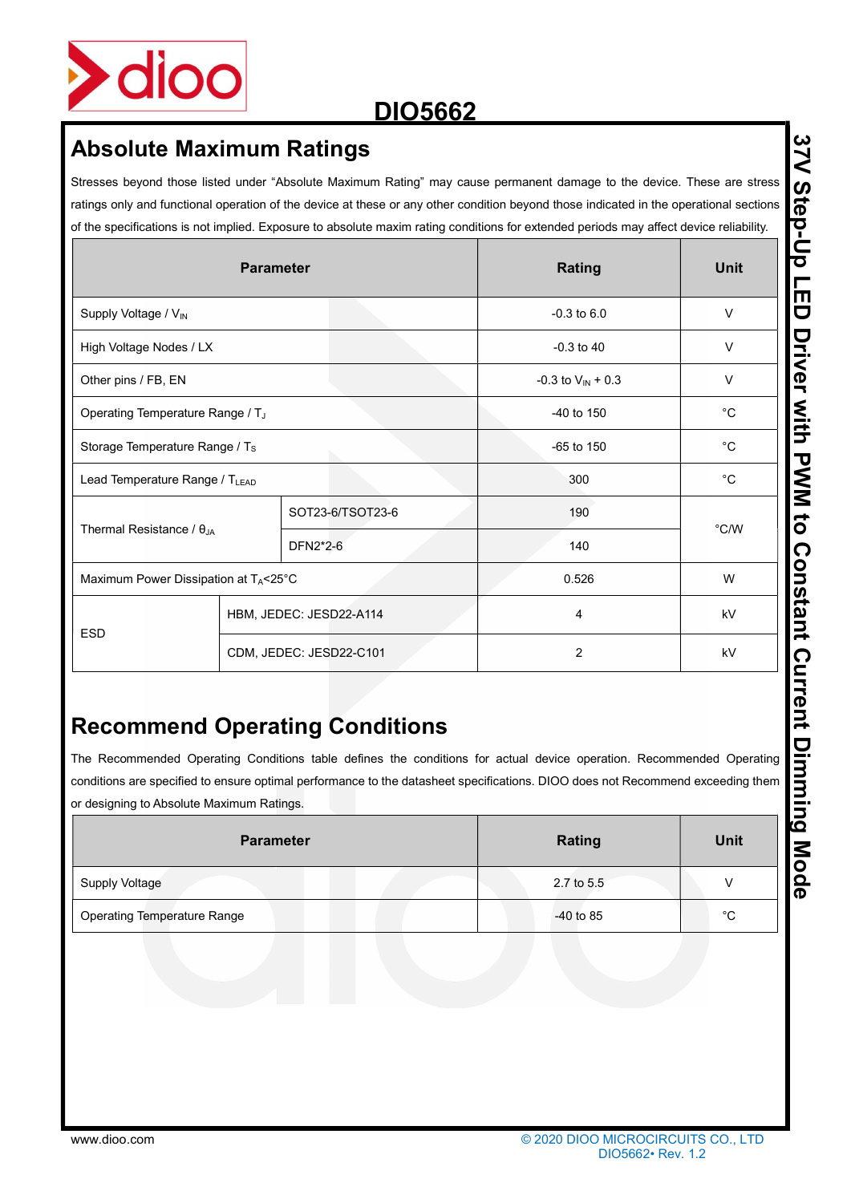## Absolute Maximum Ratings

Stresses beyond those listed under “Absolute Maximum Rating” may cause permanent damage to the device. These are stress ratings only and functional operation of the device at these or any other condition beyond those indicated in the operational sections of the specifications is not implied. Exposure to absolute maxim rating conditions for extended periods may affect device reliability.

| Parameter | | Rating | Unit |
|---|---|---|---|
| Supply Voltage / $V_{IN}$ | | -0.3 to 6.0 | V |
| High Voltage Nodes / LX | | -0.3 to 40 | V |
| Other pins / FB, EN | | -0.3 to $V_{IN}$ + 0.3 | V |
| Operating Temperature Range / $T_J$ | | -40 to 150 | °C |
| Storage Temperature Range / $T_S$ | | -65 to 150 | °C |
| Lead Temperature Range / $T_{LEAD}$ | | 300 | °C |
| Thermal Resistance / $\theta_{JA}$ | SOT23-6/TSOT23-6 | 190 | °C/W |
| | DFN2*2-6 | 140 | |
| Maximum Power Dissipation at $T_A$<25°C | | 0.526 | W |
| ESD | HBM, JEDEC: JESD22-A114 | 4 | kV |
| | CDM, JEDEC: JESD22-C101 | 2 | kV |

## Recommend Operating Conditions

The Recommended Operating Conditions table defines the conditions for actual device operation. Recommended Operating conditions are specified to ensure optimal performance to the datasheet specifications. DIOO does not Recommend exceeding them or designing to Absolute Maximum Ratings.

| Parameter | Rating | Unit |
|---|---|---|
| Supply Voltage | 2.7 to 5.5 | V |
| Operating Temperature Range | -40 to 85 | °C |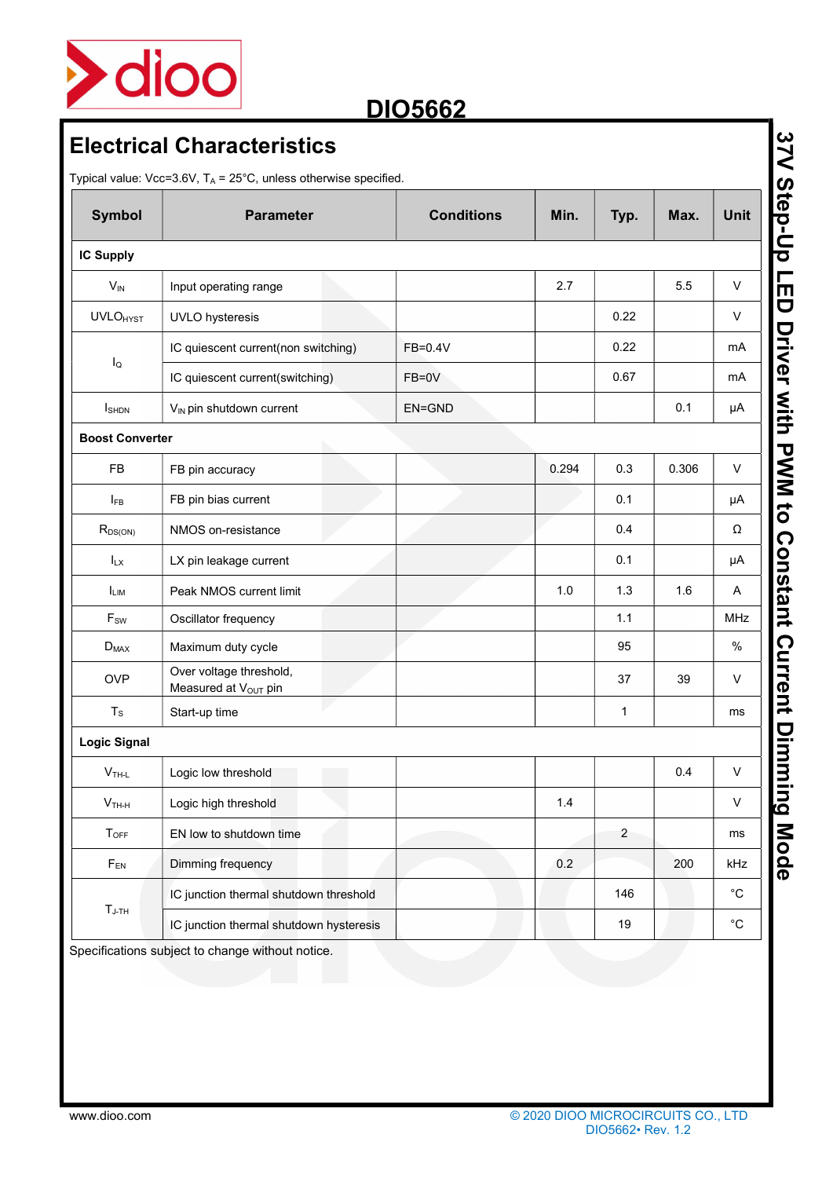## Electrical Characteristics

Typical value: Vcc=3.6V, $T_A$ = 25°C, unless otherwise specified.

| Symbol | Parameter | Conditions | Min. | Typ. | Max. | Unit |
|---|---|---|---|---|---|---|
| **IC Supply** | | | | | | |
| $V_{IN}$ | Input operating range | | 2.7 | | 5.5 | V |
| $UVLO_{HYST}$ | UVLO hysteresis | | | 0.22 | | V |
| $I_Q$ | IC quiescent current(non switching) | FB=0.4V | | 0.22 | | mA |
| | IC quiescent current(switching) | FB=0V | | 0.67 | | mA |
| $I_{SHDN}$ | $V_{IN}$ pin shutdown current | EN=GND | | | 0.1 | μA |
| **Boost Converter** | | | | | | |
| FB | FB pin accuracy | | 0.294 | 0.3 | 0.306 | V |
| $I_{FB}$ | FB pin bias current | | | 0.1 | | μA |
| $R_{DS(ON)}$ | NMOS on-resistance | | | 0.4 | | Ω |
| $I_{LX}$ | LX pin leakage current | | | 0.1 | | μA |
| $I_{LIM}$ | Peak NMOS current limit | | 1.0 | 1.3 | 1.6 | A |
| $F_{SW}$ | Oscillator frequency | | | 1.1 | | MHz |
| $D_{MAX}$ | Maximum duty cycle | | | 95 | | % |
| OVP | Over voltage threshold, Measured at $V_{OUT}$ pin | | | 37 | 39 | V |
| $T_S$ | Start-up time | | | 1 | | ms |
| **Logic Signal** | | | | | | |
| $V_{TH-L}$ | Logic low threshold | | | | 0.4 | V |
| $V_{TH-H}$ | Logic high threshold | | 1.4 | | | V |
| $T_{OFF}$ | EN low to shutdown time | | | 2 | | ms |
| $F_{EN}$ | Dimming frequency | | 0.2 | | 200 | kHz |
| $T_{J-TH}$ | IC junction thermal shutdown threshold | | | 146 | | °C |
| | IC junction thermal shutdown hysteresis | | | 19 | | °C |

Specifications subject to change without notice.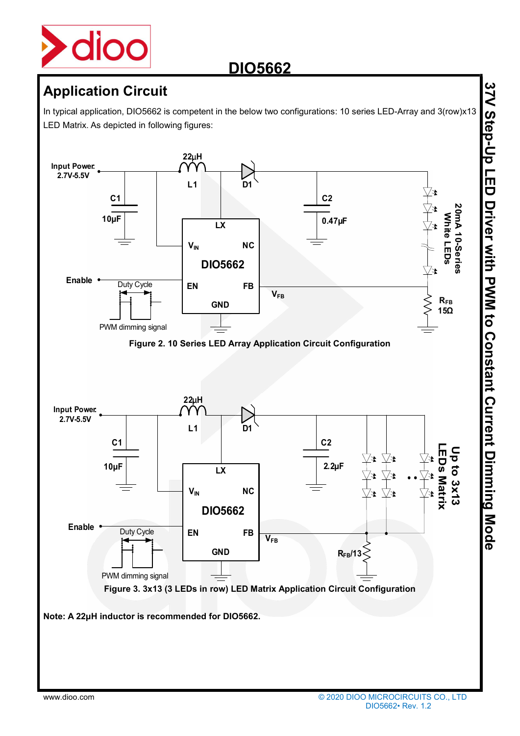## Application Circuit

In typical application, DIO5662 is competent in the below two configurations: 10 series LED-Array and 3(row)x13 LED Matrix. As depicted in following figures:

**Figure 2. 10 Series LED Array Application Circuit Configuration**

**Figure 3. 3x13 (3 LEDs in row) LED Matrix Application Circuit Configuration**

**Note: A 22µH inductor is recommended for DIO5662.**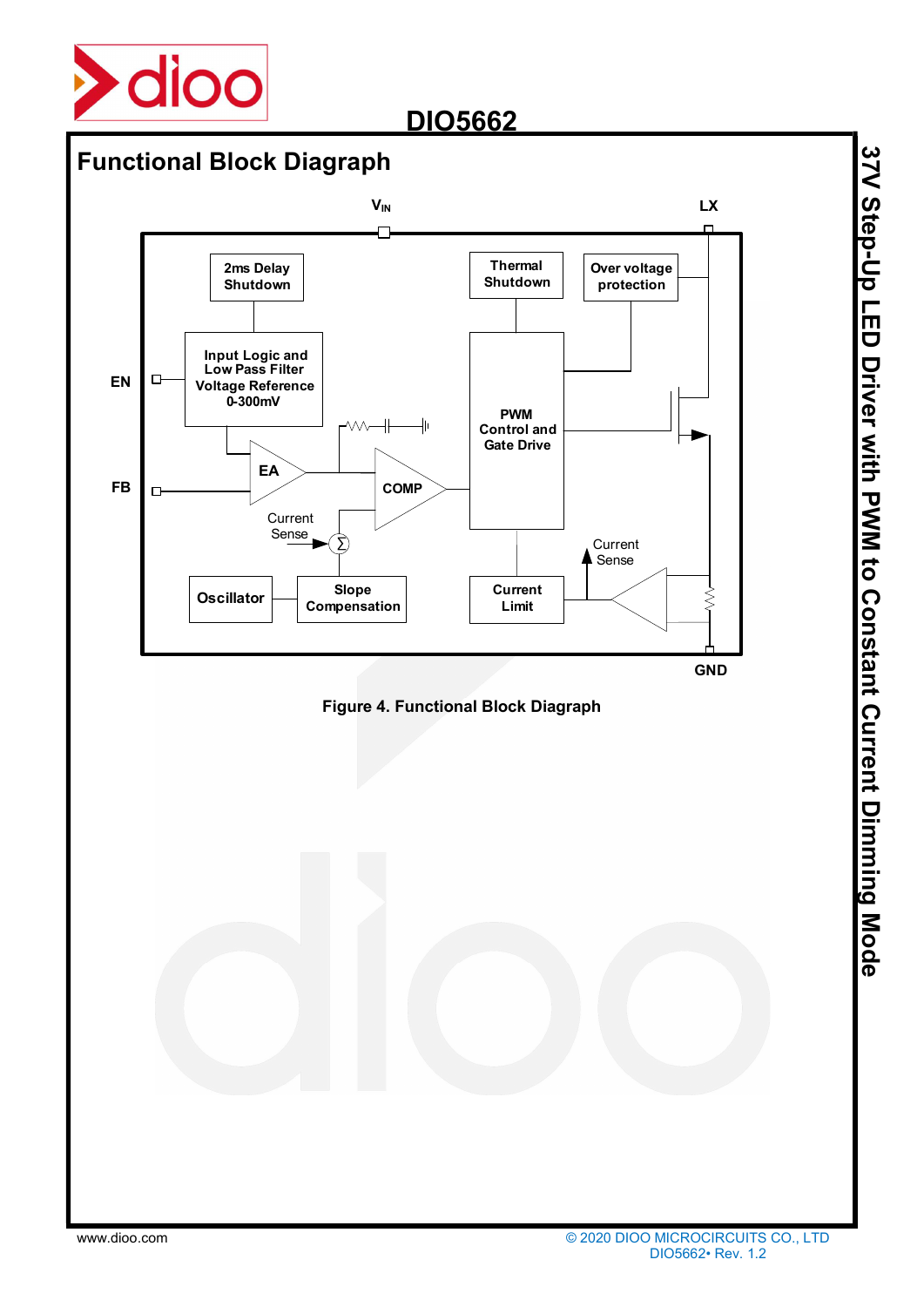## Functional Block Diagraph

Figure 4. Functional Block Diagraph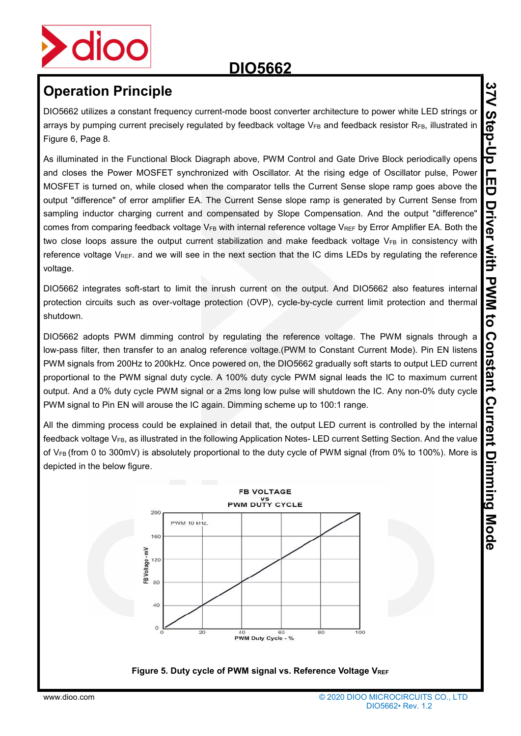## Operation Principle

DIO5662 utilizes a constant frequency current-mode boost converter architecture to power white LED strings or arrays by pumping current precisely regulated by feedback voltage $V_{FB}$ and feedback resistor $R_{FB}$, illustrated in Figure 6, Page 8.

As illuminated in the Functional Block Diagraph above, PWM Control and Gate Drive Block periodically opens and closes the Power MOSFET synchronized with Oscillator. At the rising edge of Oscillator pulse, Power MOSFET is turned on, while closed when the comparator tells the Current Sense slope ramp goes above the output "difference" of error amplifier EA. The Current Sense slope ramp is generated by Current Sense from sampling inductor charging current and compensated by Slope Compensation. And the output "difference" comes from comparing feedback voltage $V_{FB}$ with internal reference voltage $V_{REF}$ by Error Amplifier EA. Both the two close loops assure the output current stabilization and make feedback voltage $V_{FB}$ in consistency with reference voltage $V_{REF}$. and we will see in the next section that the IC dims LEDs by regulating the reference voltage.

DIO5662 integrates soft-start to limit the inrush current on the output. And DIO5662 also features internal protection circuits such as over-voltage protection (OVP), cycle-by-cycle current limit protection and thermal shutdown.

DIO5662 adopts PWM dimming control by regulating the reference voltage. The PWM signals through a low-pass filter, then transfer to an analog reference voltage.(PWM to Constant Current Mode). Pin EN listens PWM signals from 200Hz to 200kHz. Once powered on, the DIO5662 gradually soft starts to output LED current proportional to the PWM signal duty cycle. A 100% duty cycle PWM signal leads the IC to maximum current output. And a 0% duty cycle PWM signal or a 2ms long low pulse will shutdown the IC. Any non-0% duty cycle PWM signal to Pin EN will arouse the IC again. Dimming scheme up to 100:1 range.

All the dimming process could be explained in detail that, the output LED current is controlled by the internal feedback voltage $V_{FB}$, as illustrated in the following Application Notes- LED current Setting Section. And the value of $V_{FB}$ (from 0 to 300mV) is absolutely proportional to the duty cycle of PWM signal (from 0% to 100%). More is depicted in the below figure.

**Figure 5. Duty cycle of PWM signal vs. Reference Voltage $V_{REF}$**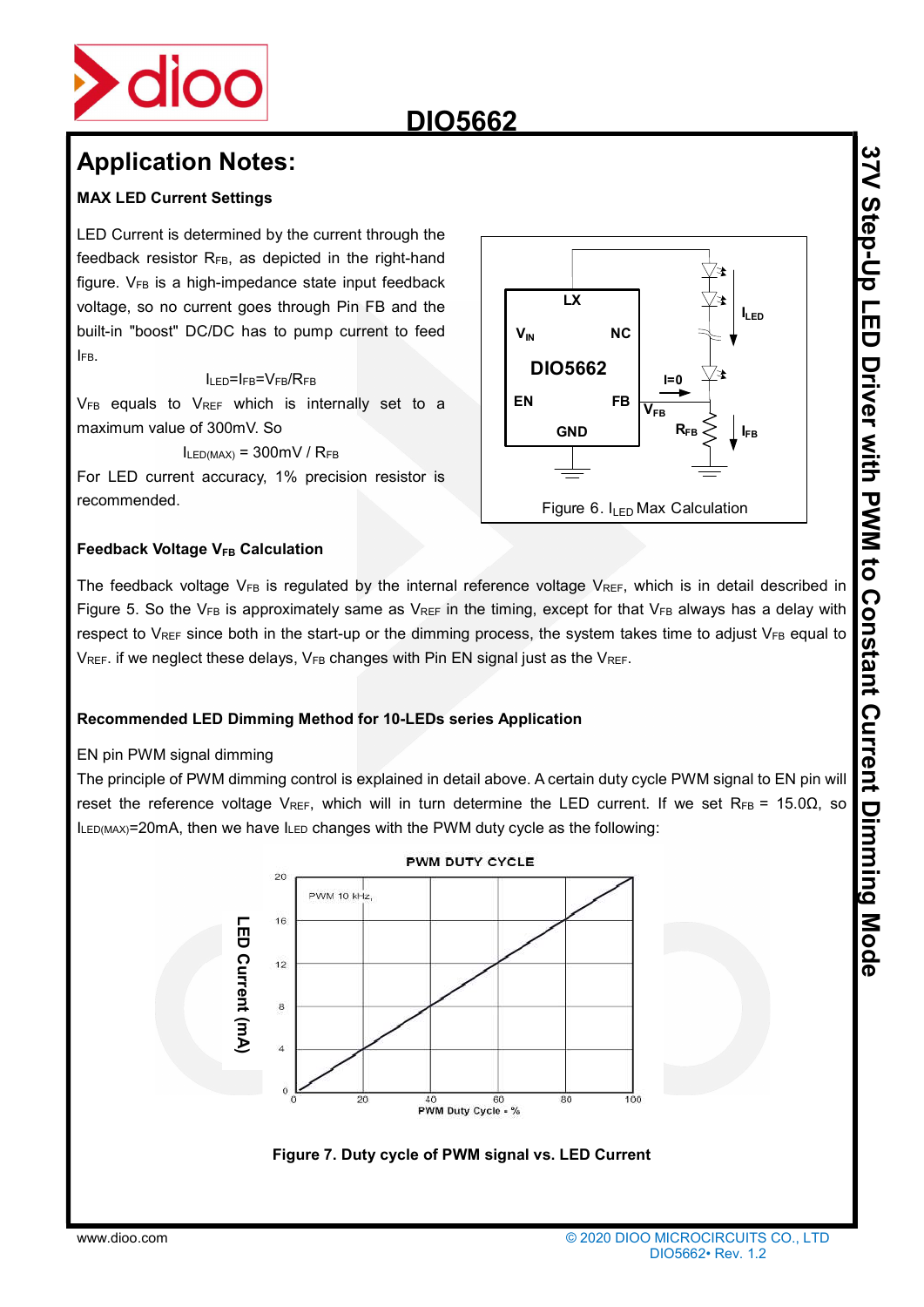## Application Notes:

### MAX LED Current Settings

LED Current is determined by the current through the feedback resistor $R_{FB}$, as depicted in the right-hand figure. $V_{FB}$ is a high-impedance state input feedback voltage, so no current goes through Pin FB and the built-in "boost" DC/DC has to pump current to feed $I_{FB}$.

$$I_{LED}=I_{FB}=V_{FB}/R_{FB}$$

$V_{FB}$ equals to $V_{REF}$ which is internally set to a maximum value of 300mV. So

$$I_{LED(MAX)} = 300mV / R_{FB}$$

For LED current accuracy, 1% precision resistor is recommended.

Figure 6. $I_{LED}$ Max Calculation

### Feedback Voltage $V_{FB}$ Calculation

The feedback voltage $V_{FB}$ is regulated by the internal reference voltage $V_{REF}$, which is in detail described in Figure 5. So the $V_{FB}$ is approximately same as $V_{REF}$ in the timing, except for that $V_{FB}$ always has a delay with respect to $V_{REF}$ since both in the start-up or the dimming process, the system takes time to adjust $V_{FB}$ equal to $V_{REF}$. if we neglect these delays, $V_{FB}$ changes with Pin EN signal just as the $V_{REF}$.

### Recommended LED Dimming Method for 10-LEDs series Application

EN pin PWM signal dimming

The principle of PWM dimming control is explained in detail above. A certain duty cycle PWM signal to EN pin will reset the reference voltage $V_{REF}$, which will in turn determine the LED current. If we set $R_{FB}$ = 15.0Ω, so $I_{LED(MAX)}$=20mA, then we have $I_{LED}$ changes with the PWM duty cycle as the following:

**Figure 7. Duty cycle of PWM signal vs. LED Current**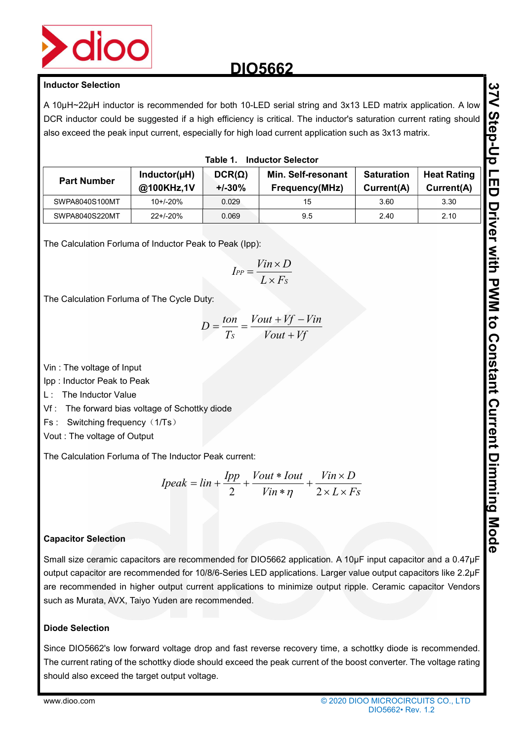### Inductor Selection

A 10μH~22μH inductor is recommended for both 10-LED serial string and 3x13 LED matrix application. A low DCR inductor could be suggested if a high efficiency is critical. The inductor's saturation current rating should also exceed the peak input current, especially for high load current application such as 3x13 matrix.

Table 1. Inductor Selector

| Part Number | Inductor(μH) @100KHz,1V | DCR(Ω) +/-30% | Min. Self-resonant Frequency(MHz) | Saturation Current(A) | Heat Rating Current(A) |
|---|---|---|---|---|---|
| SWPA8040S100MT | 10+/-20% | 0.029 | 15 | 3.60 | 3.30 |
| SWPA8040S220MT | 22+/-20% | 0.069 | 9.5 | 2.40 | 2.10 |

The Calculation Forluma of Inductor Peak to Peak (Ipp):

$$I_{PP} = \frac{Vin \times D}{L \times Fs}$$

The Calculation Forluma of The Cycle Duty:

$$D = \frac{ton}{Ts} = \frac{Vout + Vf - Vin}{Vout + Vf}$$

Vin : The voltage of Input

Ipp : Inductor Peak to Peak

L : The Inductor Value

Vf : The forward bias voltage of Schottky diode

Fs : Switching frequency（1/Ts）

Vout : The voltage of Output

The Calculation Forluma of The Inductor Peak current:

$$Ipeak = lin + \frac{Ipp}{2} + \frac{Vout * Iout}{Vin * \eta} + \frac{Vin \times D}{2 \times L \times Fs}$$

### Capacitor Selection

Small size ceramic capacitors are recommended for DIO5662 application. A 10μF input capacitor and a 0.47μF output capacitor are recommended for 10/8/6-Series LED applications. Larger value output capacitors like 2.2μF are recommended in higher output current applications to minimize output ripple. Ceramic capacitor Vendors such as Murata, AVX, Taiyo Yuden are recommended.

### Diode Selection

Since DIO5662's low forward voltage drop and fast reverse recovery time, a schottky diode is recommended. The current rating of the schottky diode should exceed the peak current of the boost converter. The voltage rating should also exceed the target output voltage.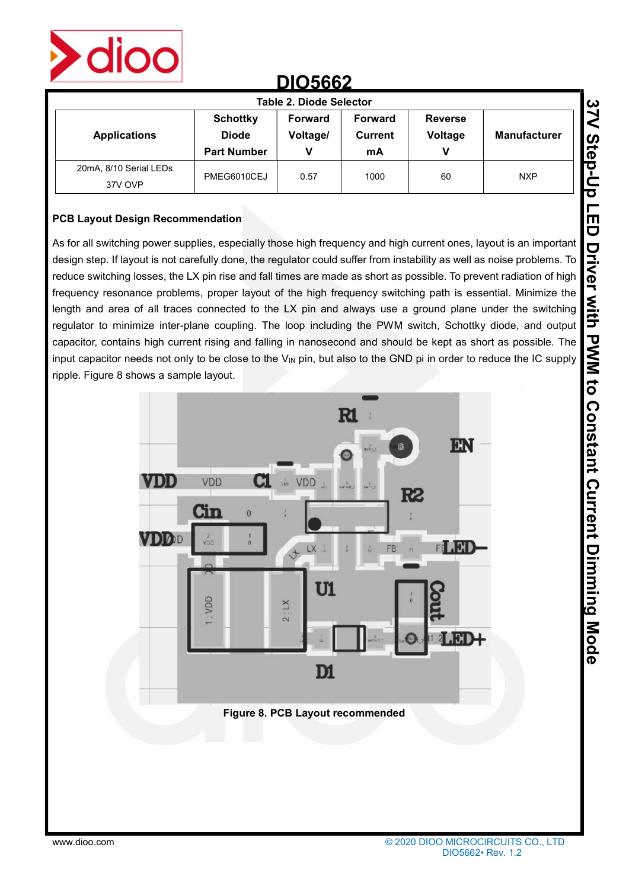**Table 2. Diode Selector**

| Applications | Schottky Diode Part Number | Forward Voltage/ V | Forward Current mA | Reverse Voltage V | Manufacturer |
|---|---|---|---|---|---|
| 20mA, 8/10 Serial LEDs 37V OVP | PMEG6010CEJ | 0.57 | 1000 | 60 | NXP |

**PCB Layout Design Recommendation**

As for all switching power supplies, especially those high frequency and high current ones, layout is an important design step. If layout is not carefully done, the regulator could suffer from instability as well as noise problems. To reduce switching losses, the LX pin rise and fall times are made as short as possible. To prevent radiation of high frequency resonance problems, proper layout of the high frequency switching path is essential. Minimize the length and area of all traces connected to the LX pin and always use a ground plane under the switching regulator to minimize inter-plane coupling. The loop including the PWM switch, Schottky diode, and output capacitor, contains high current rising and falling in nanosecond and should be kept as short as possible. The input capacitor needs not only to be close to the $V_{IN}$ pin, but also to the GND pi in order to reduce the IC supply ripple. Figure 8 shows a sample layout.

**Figure 8. PCB Layout recommended**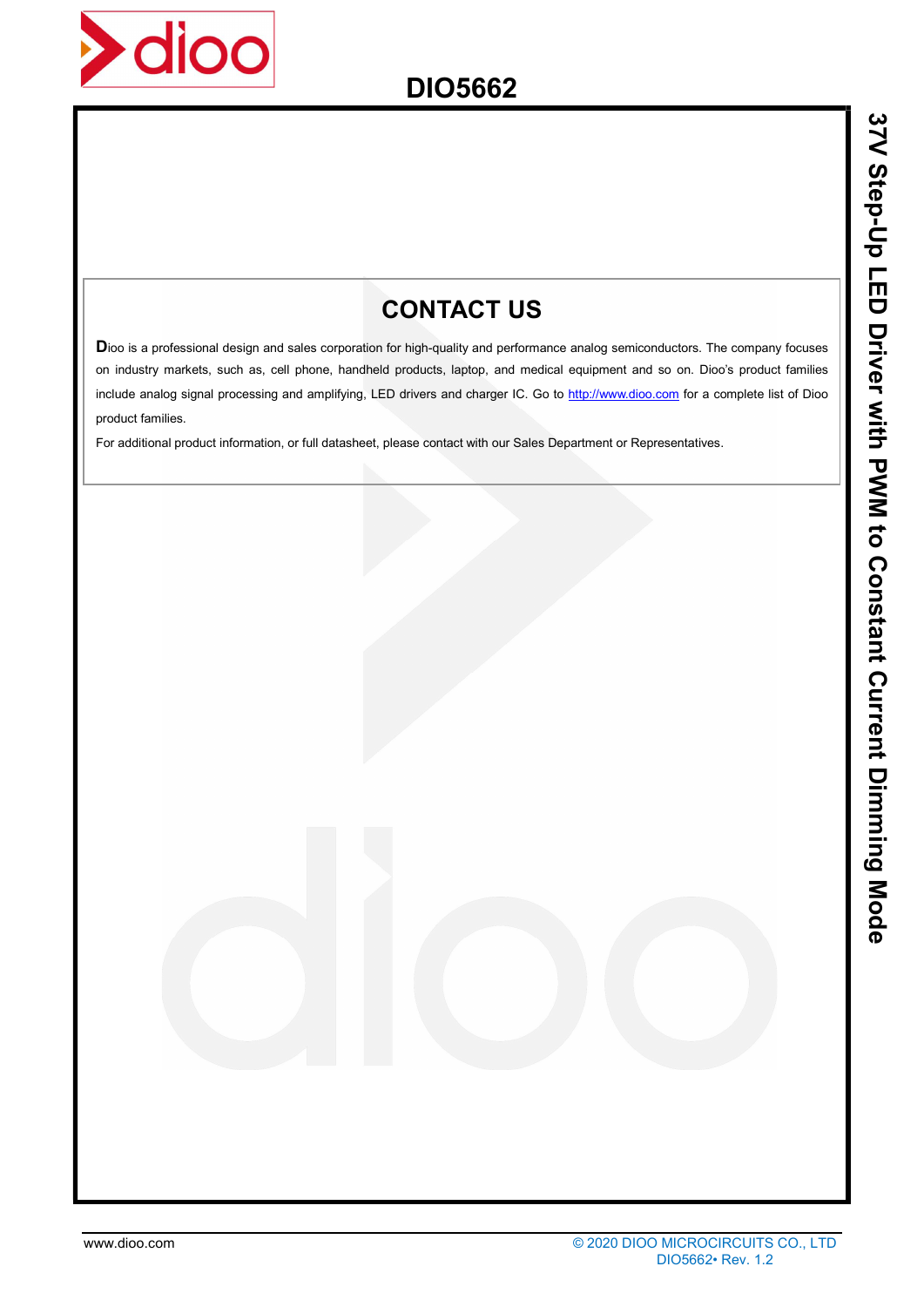## CONTACT US

**D**ioo is a professional design and sales corporation for high-quality and performance analog semiconductors. The company focuses on industry markets, such as, cell phone, handheld products, laptop, and medical equipment and so on. Dioo's product families include analog signal processing and amplifying, LED drivers and charger IC. Go to http://www.dioo.com for a complete list of Dioo product families.

For additional product information, or full datasheet, please contact with our Sales Department or Representatives.